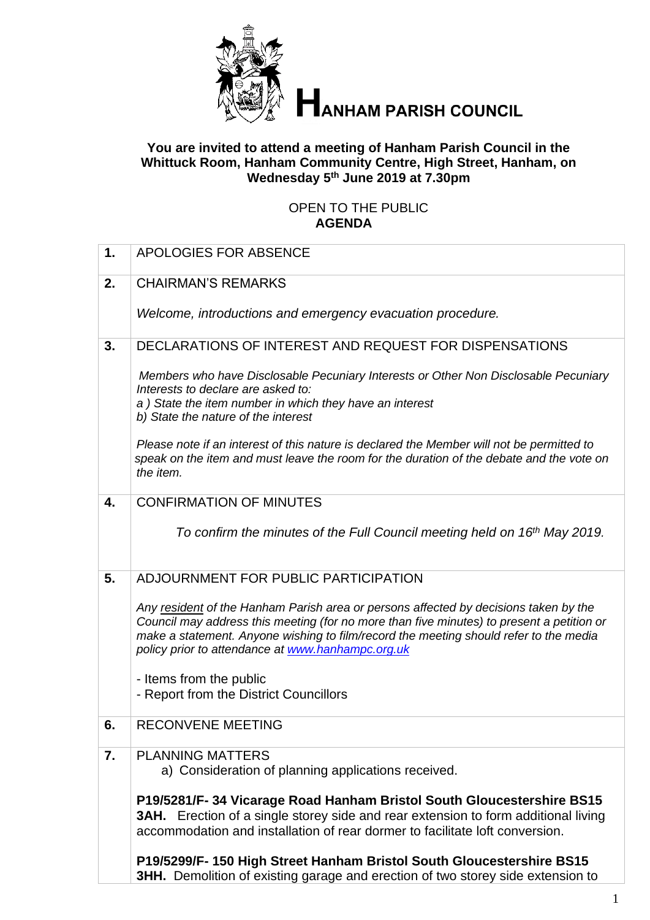# HANHAM PARISH COUNCIL

**You are invited to attend a meeting of Hanham Parish Council in the Whittuck Room, Hanham Community Centre, High Street, Hanham, on Wednesday 5th June 2019 at 7.30pm**

OPEN TO THE PUBLIC
**AGENDA**

| | |
|---|---|
| **1.** | APOLOGIES FOR ABSENCE |
| **2.** | CHAIRMAN'S REMARKS<br><br>*Welcome, introductions and emergency evacuation procedure.* |
| **3.** | DECLARATIONS OF INTEREST AND REQUEST FOR DISPENSATIONS<br><br>*Members who have Disclosable Pecuniary Interests or Other Non Disclosable Pecuniary Interests to declare are asked to:*<br>*a ) State the item number in which they have an interest*<br>*b) State the nature of the interest*<br><br>*Please note if an interest of this nature is declared the Member will not be permitted to speak on the item and must leave the room for the duration of the debate and the vote on the item.* |
| **4.** | CONFIRMATION OF MINUTES<br><br>*To confirm the minutes of the Full Council meeting held on 16th May 2019.* |
| **5.** | ADJOURNMENT FOR PUBLIC PARTICIPATION<br><br>*Any resident of the Hanham Parish area or persons affected by decisions taken by the Council may address this meeting (for no more than five minutes) to present a petition or make a statement. Anyone wishing to film/record the meeting should refer to the media policy prior to attendance at www.hanhampc.org.uk*<br><br>- Items from the public<br>- Report from the District Councillors |
| **6.** | RECONVENE MEETING |
| **7.** | PLANNING MATTERS<br>a) Consideration of planning applications received.<br><br>**P19/5281/F- 34 Vicarage Road Hanham Bristol South Gloucestershire BS15 3AH.** Erection of a single storey side and rear extension to form additional living accommodation and installation of rear dormer to facilitate loft conversion.<br><br>**P19/5299/F- 150 High Street Hanham Bristol South Gloucestershire BS15 3HH.** Demolition of existing garage and erection of two storey side extension to |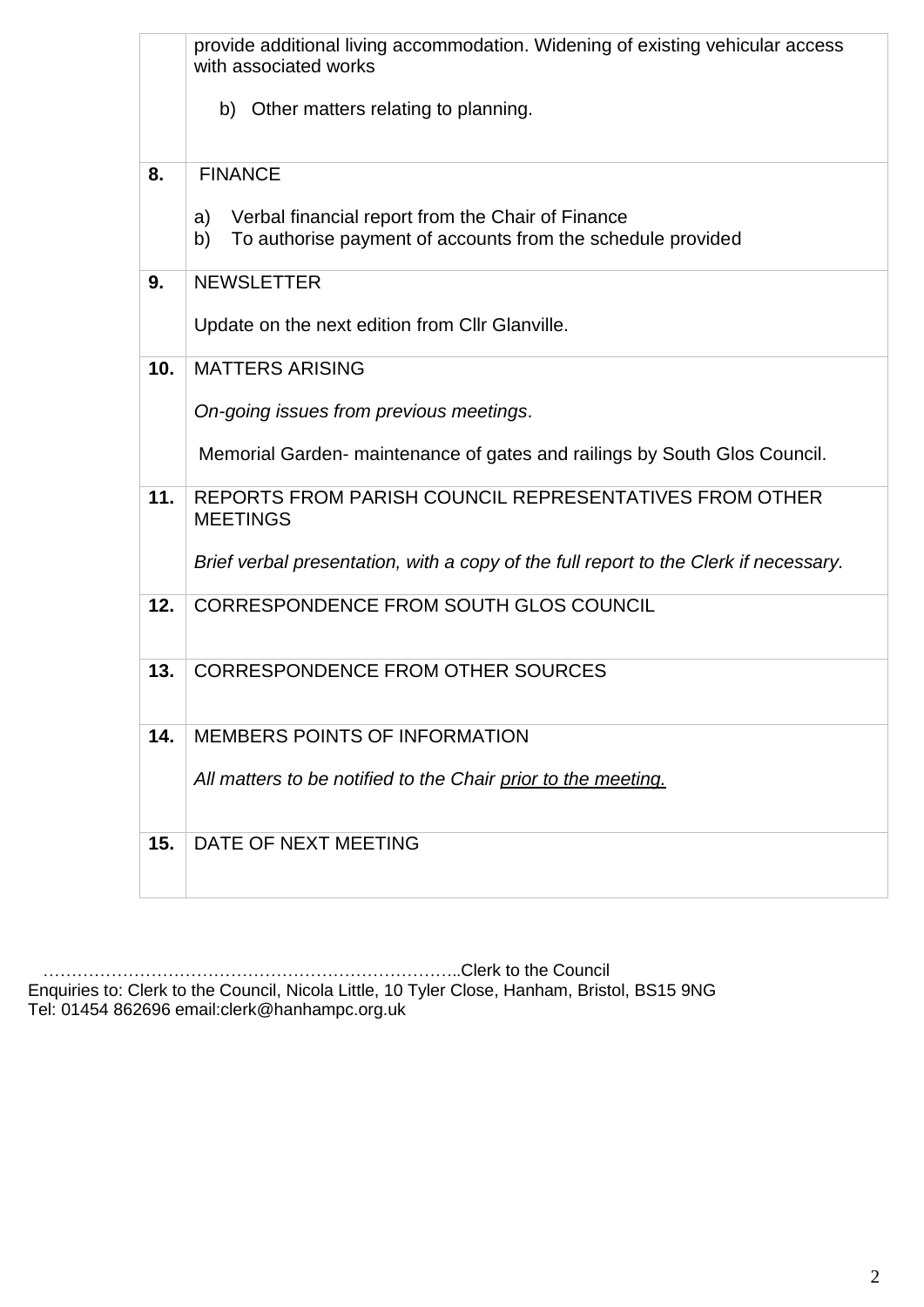| | |
|---|---|
| | provide additional living accommodation. Widening of existing vehicular access with associated works<br><br>b) Other matters relating to planning. |
| **8.** | FINANCE<br><br>a) Verbal financial report from the Chair of Finance<br>b) To authorise payment of accounts from the schedule provided |
| **9.** | NEWSLETTER<br><br>Update on the next edition from Cllr Glanville. |
| **10.** | MATTERS ARISING<br><br>*On-going issues from previous meetings*.<br><br>Memorial Garden- maintenance of gates and railings by South Glos Council. |
| **11.** | REPORTS FROM PARISH COUNCIL REPRESENTATIVES FROM OTHER MEETINGS<br><br>*Brief verbal presentation, with a copy of the full report to the Clerk if necessary.* |
| **12.** | CORRESPONDENCE FROM SOUTH GLOS COUNCIL |
| **13.** | CORRESPONDENCE FROM OTHER SOURCES |
| **14.** | MEMBERS POINTS OF INFORMATION<br><br>*All matters to be notified to the Chair <u>prior to the meeting.</u>* |
| **15.** | DATE OF NEXT MEETING |

………………………………………………………………..Clerk to the Council

Enquiries to: Clerk to the Council, Nicola Little, 10 Tyler Close, Hanham, Bristol, BS15 9NG
Tel: 01454 862696 email:clerk@hanhampc.org.uk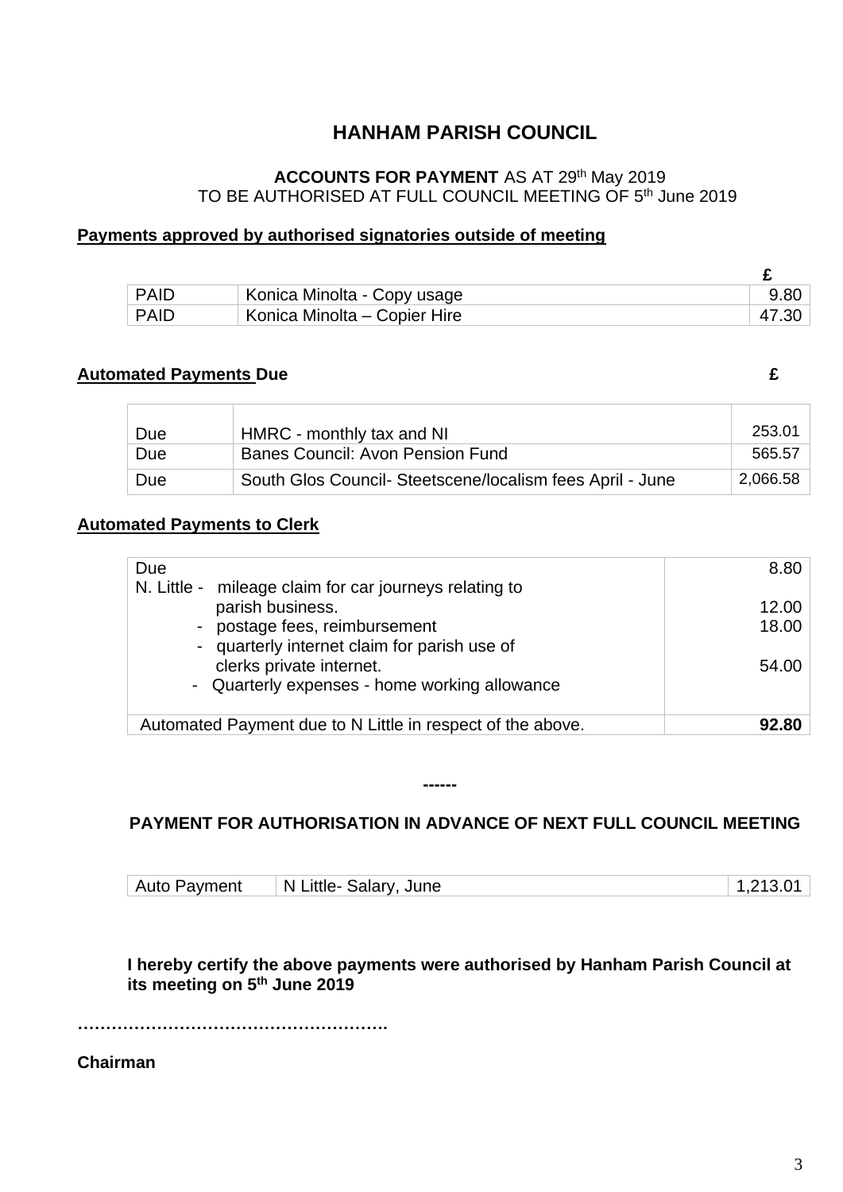# HANHAM PARISH COUNCIL

**ACCOUNTS FOR PAYMENT** AS AT 29th May 2019
TO BE AUTHORISED AT FULL COUNCIL MEETING OF 5th June 2019

**Payments approved by authorised signatories outside of meeting**

| | | £ |
|---|---|---|
| PAID | Konica Minolta - Copy usage | 9.80 |
| PAID | Konica Minolta – Copier Hire | 47.30 |

**Automated Payments Due** **£**

| | | |
|---|---|---|
| Due | HMRC - monthly tax and NI | 253.01 |
| Due | Banes Council: Avon Pension Fund | 565.57 |
| Due | South Glos Council- Steetscene/localism fees April - June | 2,066.58 |

**Automated Payments to Clerk**

| | |
|---|---|
| Due<br>N. Little - mileage claim for car journeys relating to parish business.<br>- postage fees, reimbursement<br>- quarterly internet claim for parish use of clerks private internet.<br>- Quarterly expenses - home working allowance | 8.80<br><br>12.00<br>18.00<br><br>54.00 |
| Automated Payment due to N Little in respect of the above. | **92.80** |

**------**

**PAYMENT FOR AUTHORISATION IN ADVANCE OF NEXT FULL COUNCIL MEETING**

| | | |
|---|---|---|
| Auto Payment | N Little- Salary, June | 1,213.01 |

**I hereby certify the above payments were authorised by Hanham Parish Council at its meeting on 5th June 2019**

**……………………………………………….**

**Chairman**